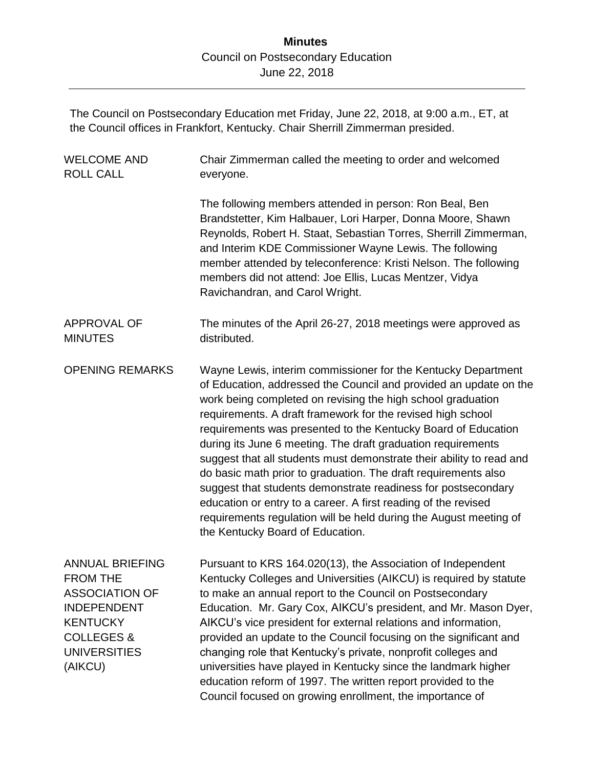# Minutes

Council on Postsecondary Education
June 22, 2018

---

The Council on Postsecondary Education met Friday, June 22, 2018, at 9:00 a.m., ET, at the Council offices in Frankfort, Kentucky. Chair Sherrill Zimmerman presided.

**WELCOME AND ROLL CALL**

Chair Zimmerman called the meeting to order and welcomed everyone.

The following members attended in person: Ron Beal, Ben Brandstetter, Kim Halbauer, Lori Harper, Donna Moore, Shawn Reynolds, Robert H. Staat, Sebastian Torres, Sherrill Zimmerman, and Interim KDE Commissioner Wayne Lewis. The following member attended by teleconference: Kristi Nelson. The following members did not attend: Joe Ellis, Lucas Mentzer, Vidya Ravichandran, and Carol Wright.

**APPROVAL OF MINUTES**

The minutes of the April 26-27, 2018 meetings were approved as distributed.

**OPENING REMARKS**

Wayne Lewis, interim commissioner for the Kentucky Department of Education, addressed the Council and provided an update on the work being completed on revising the high school graduation requirements. A draft framework for the revised high school requirements was presented to the Kentucky Board of Education during its June 6 meeting. The draft graduation requirements suggest that all students must demonstrate their ability to read and do basic math prior to graduation. The draft requirements also suggest that students demonstrate readiness for postsecondary education or entry to a career. A first reading of the revised requirements regulation will be held during the August meeting of the Kentucky Board of Education.

**ANNUAL BRIEFING FROM THE ASSOCIATION OF INDEPENDENT KENTUCKY COLLEGES & UNIVERSITIES (AIKCU)**

Pursuant to KRS 164.020(13), the Association of Independent Kentucky Colleges and Universities (AIKCU) is required by statute to make an annual report to the Council on Postsecondary Education. Mr. Gary Cox, AIKCU's president, and Mr. Mason Dyer, AIKCU's vice president for external relations and information, provided an update to the Council focusing on the significant and changing role that Kentucky's private, nonprofit colleges and universities have played in Kentucky since the landmark higher education reform of 1997. The written report provided to the Council focused on growing enrollment, the importance of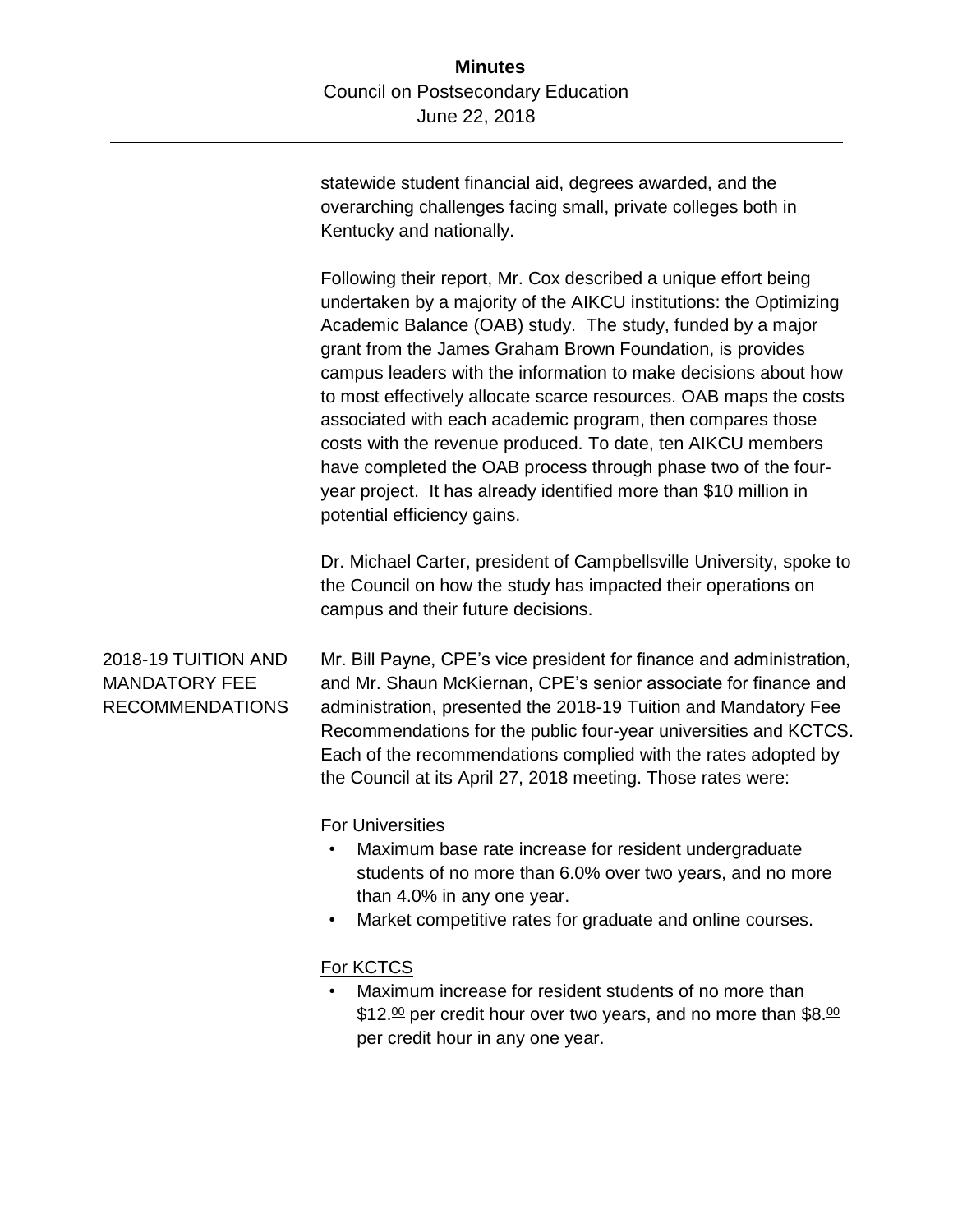statewide student financial aid, degrees awarded, and the overarching challenges facing small, private colleges both in Kentucky and nationally.

Following their report, Mr. Cox described a unique effort being undertaken by a majority of the AIKCU institutions: the Optimizing Academic Balance (OAB) study. The study, funded by a major grant from the James Graham Brown Foundation, is provides campus leaders with the information to make decisions about how to most effectively allocate scarce resources. OAB maps the costs associated with each academic program, then compares those costs with the revenue produced. To date, ten AIKCU members have completed the OAB process through phase two of the four-year project. It has already identified more than $10 million in potential efficiency gains.

Dr. Michael Carter, president of Campbellsville University, spoke to the Council on how the study has impacted their operations on campus and their future decisions.

## 2018-19 TUITION AND MANDATORY FEE RECOMMENDATIONS

Mr. Bill Payne, CPE's vice president for finance and administration, and Mr. Shaun McKiernan, CPE's senior associate for finance and administration, presented the 2018-19 Tuition and Mandatory Fee Recommendations for the public four-year universities and KCTCS. Each of the recommendations complied with the rates adopted by the Council at its April 27, 2018 meeting. Those rates were:

For Universities

- Maximum base rate increase for resident undergraduate students of no more than 6.0% over two years, and no more than 4.0% in any one year.
- Market competitive rates for graduate and online courses.

For KCTCS

- Maximum increase for resident students of no more than $12.00 per credit hour over two years, and no more than $8.00 per credit hour in any one year.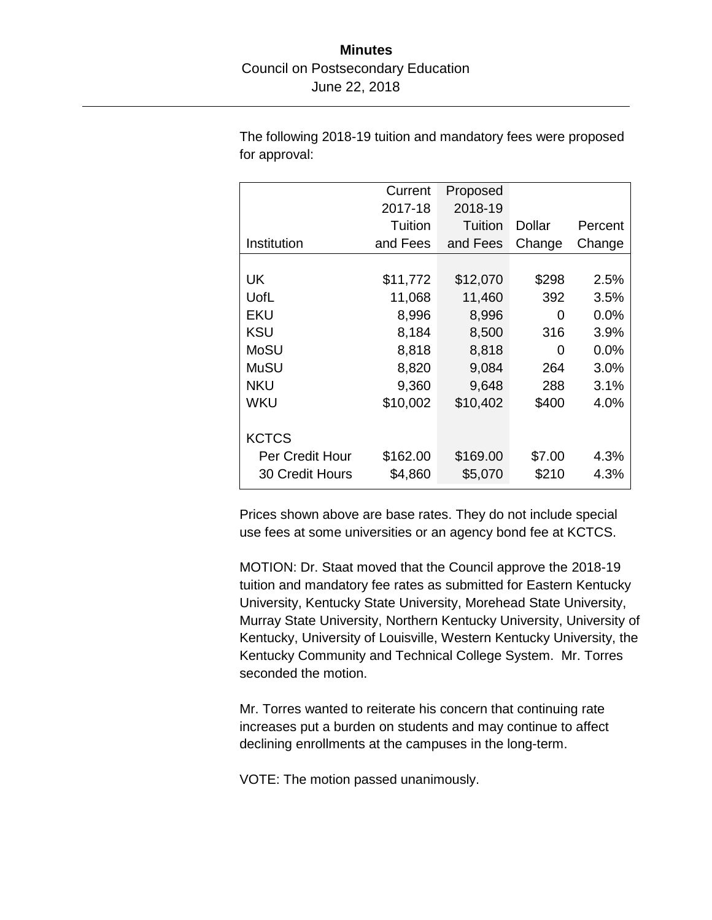The following 2018-19 tuition and mandatory fees were proposed for approval:

| Institution | Current 2017-18 Tuition and Fees | Proposed 2018-19 Tuition and Fees | Dollar Change | Percent Change |
|---|---|---|---|---|
| UK | $11,772 | $12,070 | $298 | 2.5% |
| UofL | 11,068 | 11,460 | 392 | 3.5% |
| EKU | 8,996 | 8,996 | 0 | 0.0% |
| KSU | 8,184 | 8,500 | 316 | 3.9% |
| MoSU | 8,818 | 8,818 | 0 | 0.0% |
| MuSU | 8,820 | 9,084 | 264 | 3.0% |
| NKU | 9,360 | 9,648 | 288 | 3.1% |
| WKU | $10,002 | $10,402 | $400 | 4.0% |
| KCTCS | | | | |
| Per Credit Hour | $162.00 | $169.00 | $7.00 | 4.3% |
| 30 Credit Hours | $4,860 | $5,070 | $210 | 4.3% |

Prices shown above are base rates. They do not include special use fees at some universities or an agency bond fee at KCTCS.

MOTION: Dr. Staat moved that the Council approve the 2018-19 tuition and mandatory fee rates as submitted for Eastern Kentucky University, Kentucky State University, Morehead State University, Murray State University, Northern Kentucky University, University of Kentucky, University of Louisville, Western Kentucky University, the Kentucky Community and Technical College System. Mr. Torres seconded the motion.

Mr. Torres wanted to reiterate his concern that continuing rate increases put a burden on students and may continue to affect declining enrollments at the campuses in the long-term.

VOTE: The motion passed unanimously.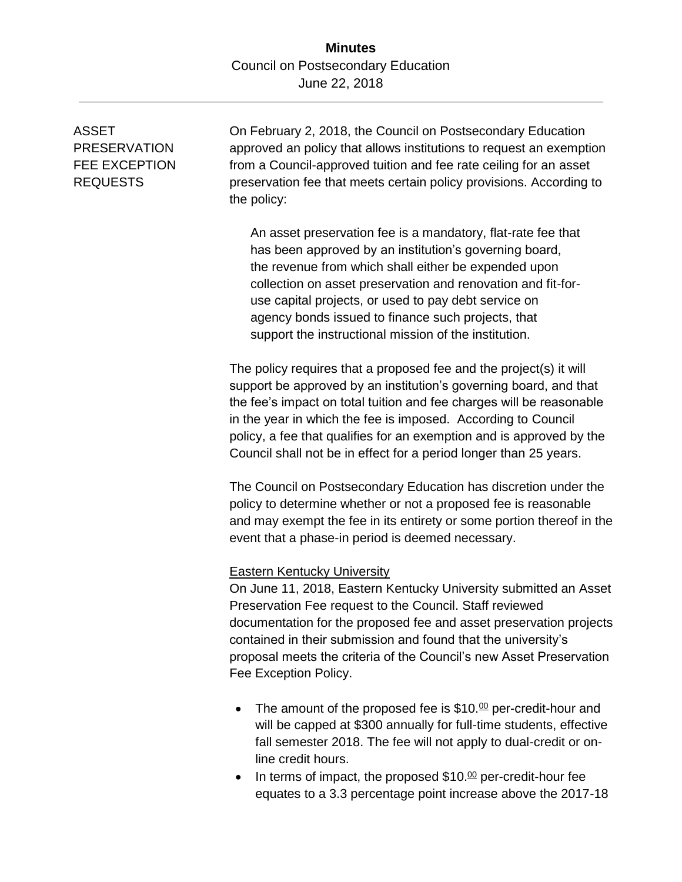**Minutes**
Council on Postsecondary Education
June 22, 2018

---

ASSET PRESERVATION FEE EXCEPTION REQUESTS

On February 2, 2018, the Council on Postsecondary Education approved an policy that allows institutions to request an exemption from a Council-approved tuition and fee rate ceiling for an asset preservation fee that meets certain policy provisions. According to the policy:

> An asset preservation fee is a mandatory, flat-rate fee that has been approved by an institution's governing board, the revenue from which shall either be expended upon collection on asset preservation and renovation and fit-for-use capital projects, or used to pay debt service on agency bonds issued to finance such projects, that support the instructional mission of the institution.

The policy requires that a proposed fee and the project(s) it will support be approved by an institution's governing board, and that the fee's impact on total tuition and fee charges will be reasonable in the year in which the fee is imposed. According to Council policy, a fee that qualifies for an exemption and is approved by the Council shall not be in effect for a period longer than 25 years.

The Council on Postsecondary Education has discretion under the policy to determine whether or not a proposed fee is reasonable and may exempt the fee in its entirety or some portion thereof in the event that a phase-in period is deemed necessary.

Eastern Kentucky University

On June 11, 2018, Eastern Kentucky University submitted an Asset Preservation Fee request to the Council. Staff reviewed documentation for the proposed fee and asset preservation projects contained in their submission and found that the university's proposal meets the criteria of the Council's new Asset Preservation Fee Exception Policy.

- The amount of the proposed fee is $10.00 per-credit-hour and will be capped at $300 annually for full-time students, effective fall semester 2018. The fee will not apply to dual-credit or on-line credit hours.
- In terms of impact, the proposed $10.00 per-credit-hour fee equates to a 3.3 percentage point increase above the 2017-18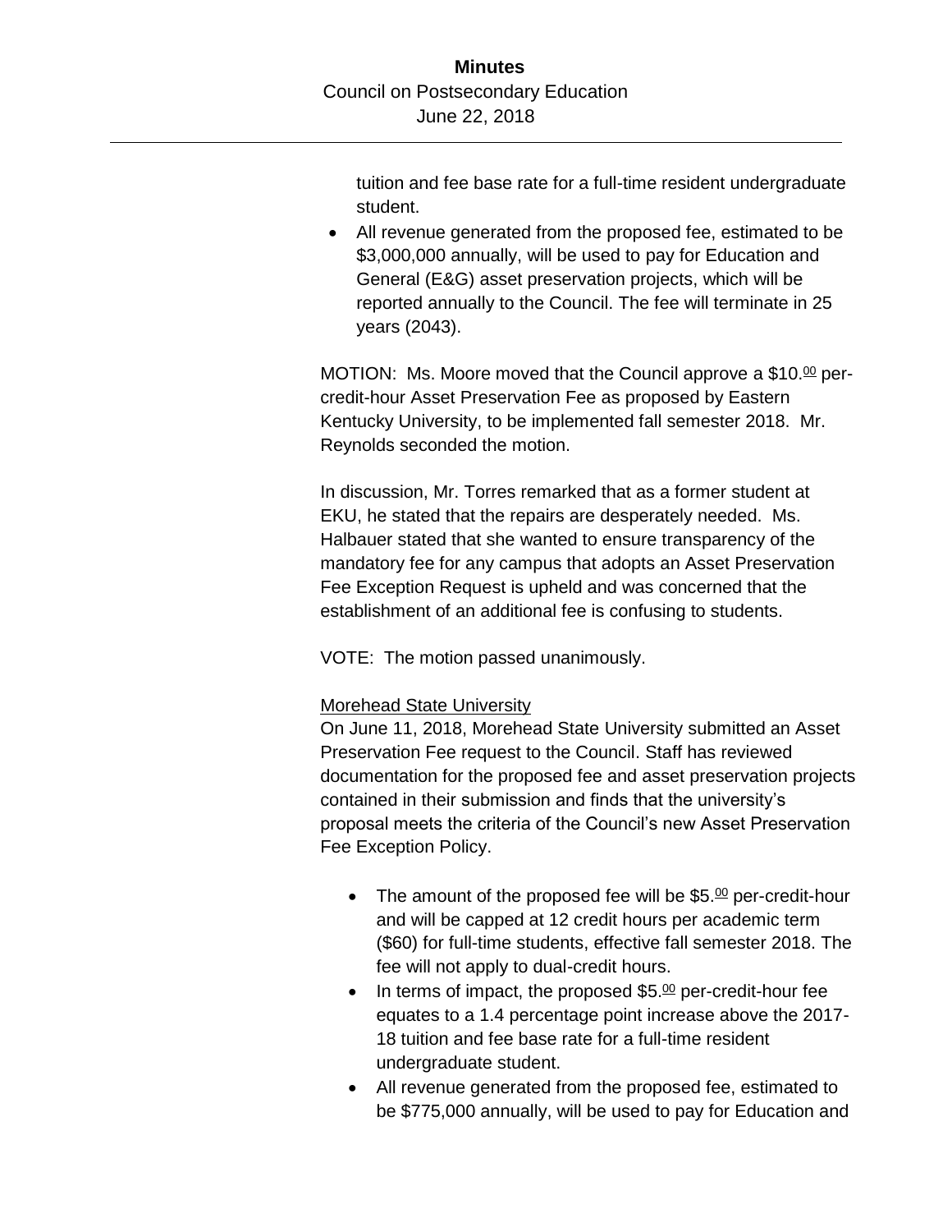tuition and fee base rate for a full-time resident undergraduate student.

- All revenue generated from the proposed fee, estimated to be \$3,000,000 annually, will be used to pay for Education and General (E&G) asset preservation projects, which will be reported annually to the Council. The fee will terminate in 25 years (2043).

MOTION: Ms. Moore moved that the Council approve a \$10.00 per-credit-hour Asset Preservation Fee as proposed by Eastern Kentucky University, to be implemented fall semester 2018. Mr. Reynolds seconded the motion.

In discussion, Mr. Torres remarked that as a former student at EKU, he stated that the repairs are desperately needed. Ms. Halbauer stated that she wanted to ensure transparency of the mandatory fee for any campus that adopts an Asset Preservation Fee Exception Request is upheld and was concerned that the establishment of an additional fee is confusing to students.

VOTE: The motion passed unanimously.

Morehead State University

On June 11, 2018, Morehead State University submitted an Asset Preservation Fee request to the Council. Staff has reviewed documentation for the proposed fee and asset preservation projects contained in their submission and finds that the university's proposal meets the criteria of the Council's new Asset Preservation Fee Exception Policy.

- The amount of the proposed fee will be \$5.00 per-credit-hour and will be capped at 12 credit hours per academic term (\$60) for full-time students, effective fall semester 2018. The fee will not apply to dual-credit hours.
- In terms of impact, the proposed \$5.00 per-credit-hour fee equates to a 1.4 percentage point increase above the 2017-18 tuition and fee base rate for a full-time resident undergraduate student.
- All revenue generated from the proposed fee, estimated to be \$775,000 annually, will be used to pay for Education and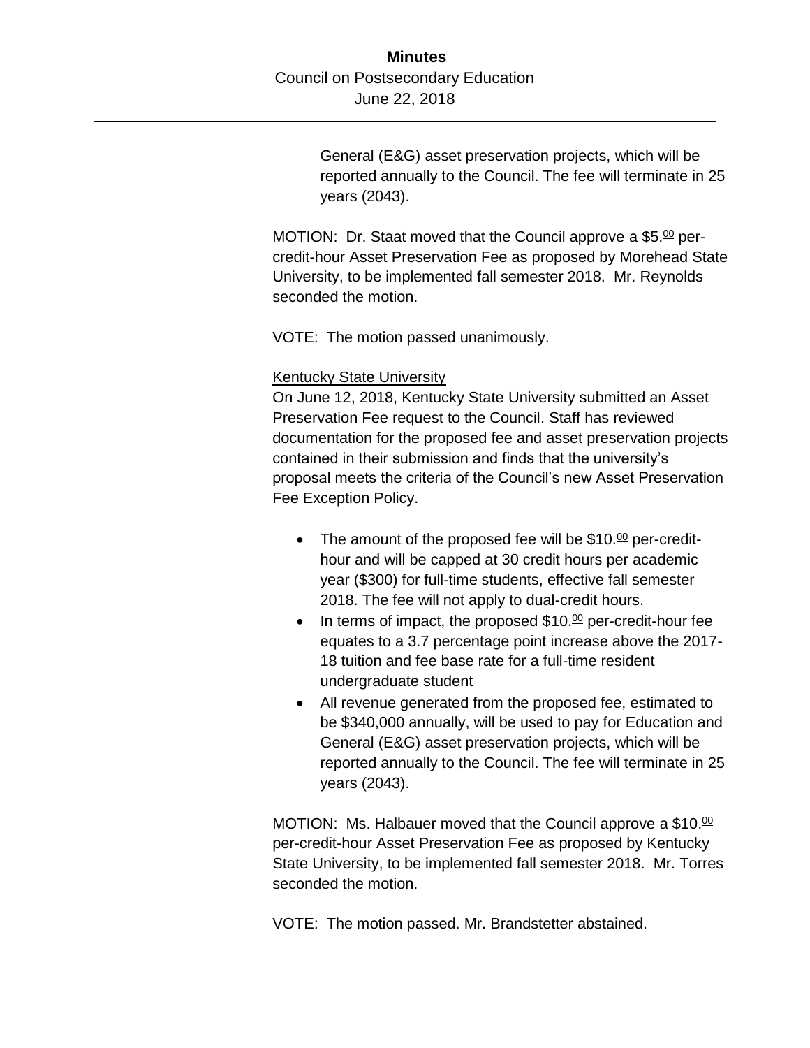General (E&G) asset preservation projects, which will be reported annually to the Council. The fee will terminate in 25 years (2043).

MOTION: Dr. Staat moved that the Council approve a $5.00 per-credit-hour Asset Preservation Fee as proposed by Morehead State University, to be implemented fall semester 2018. Mr. Reynolds seconded the motion.

VOTE: The motion passed unanimously.

<u>Kentucky State University</u>

On June 12, 2018, Kentucky State University submitted an Asset Preservation Fee request to the Council. Staff has reviewed documentation for the proposed fee and asset preservation projects contained in their submission and finds that the university's proposal meets the criteria of the Council's new Asset Preservation Fee Exception Policy.

- The amount of the proposed fee will be $10.00 per-credit-hour and will be capped at 30 credit hours per academic year ($300) for full-time students, effective fall semester 2018. The fee will not apply to dual-credit hours.
- In terms of impact, the proposed $10.00 per-credit-hour fee equates to a 3.7 percentage point increase above the 2017-18 tuition and fee base rate for a full-time resident undergraduate student
- All revenue generated from the proposed fee, estimated to be $340,000 annually, will be used to pay for Education and General (E&G) asset preservation projects, which will be reported annually to the Council. The fee will terminate in 25 years (2043).

MOTION: Ms. Halbauer moved that the Council approve a $10.00 per-credit-hour Asset Preservation Fee as proposed by Kentucky State University, to be implemented fall semester 2018. Mr. Torres seconded the motion.

VOTE: The motion passed. Mr. Brandstetter abstained.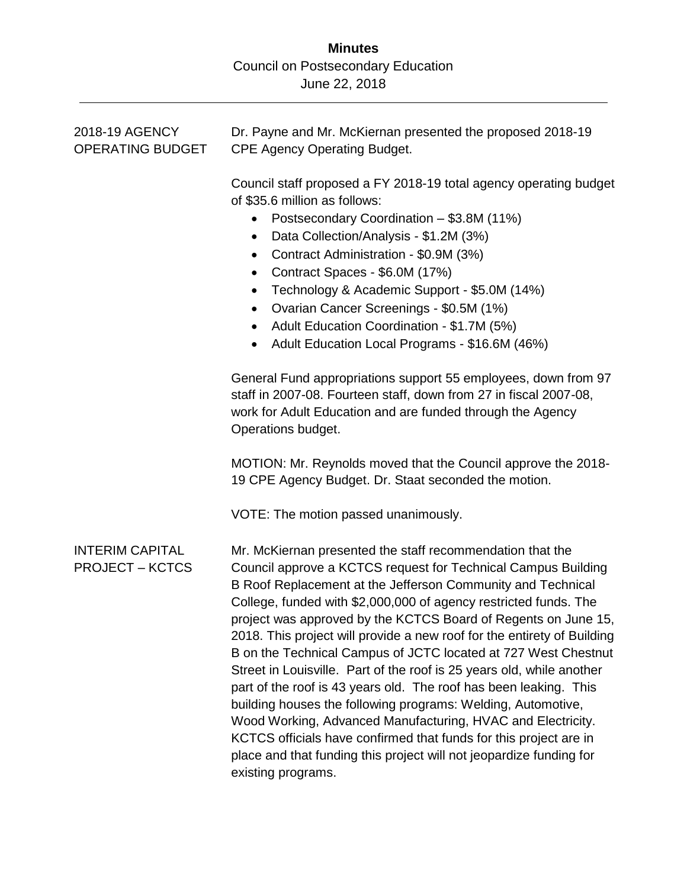2018-19 AGENCY OPERATING BUDGET

Dr. Payne and Mr. McKiernan presented the proposed 2018-19 CPE Agency Operating Budget.

Council staff proposed a FY 2018-19 total agency operating budget of $35.6 million as follows:

- Postsecondary Coordination – $3.8M (11%)
- Data Collection/Analysis - $1.2M (3%)
- Contract Administration - $0.9M (3%)
- Contract Spaces - $6.0M (17%)
- Technology & Academic Support - $5.0M (14%)
- Ovarian Cancer Screenings - $0.5M (1%)
- Adult Education Coordination - $1.7M (5%)
- Adult Education Local Programs - $16.6M (46%)

General Fund appropriations support 55 employees, down from 97 staff in 2007-08. Fourteen staff, down from 27 in fiscal 2007-08, work for Adult Education and are funded through the Agency Operations budget.

MOTION: Mr. Reynolds moved that the Council approve the 2018-19 CPE Agency Budget. Dr. Staat seconded the motion.

VOTE: The motion passed unanimously.

INTERIM CAPITAL PROJECT – KCTCS

Mr. McKiernan presented the staff recommendation that the Council approve a KCTCS request for Technical Campus Building B Roof Replacement at the Jefferson Community and Technical College, funded with $2,000,000 of agency restricted funds. The project was approved by the KCTCS Board of Regents on June 15, 2018. This project will provide a new roof for the entirety of Building B on the Technical Campus of JCTC located at 727 West Chestnut Street in Louisville. Part of the roof is 25 years old, while another part of the roof is 43 years old. The roof has been leaking. This building houses the following programs: Welding, Automotive, Wood Working, Advanced Manufacturing, HVAC and Electricity. KCTCS officials have confirmed that funds for this project are in place and that funding this project will not jeopardize funding for existing programs.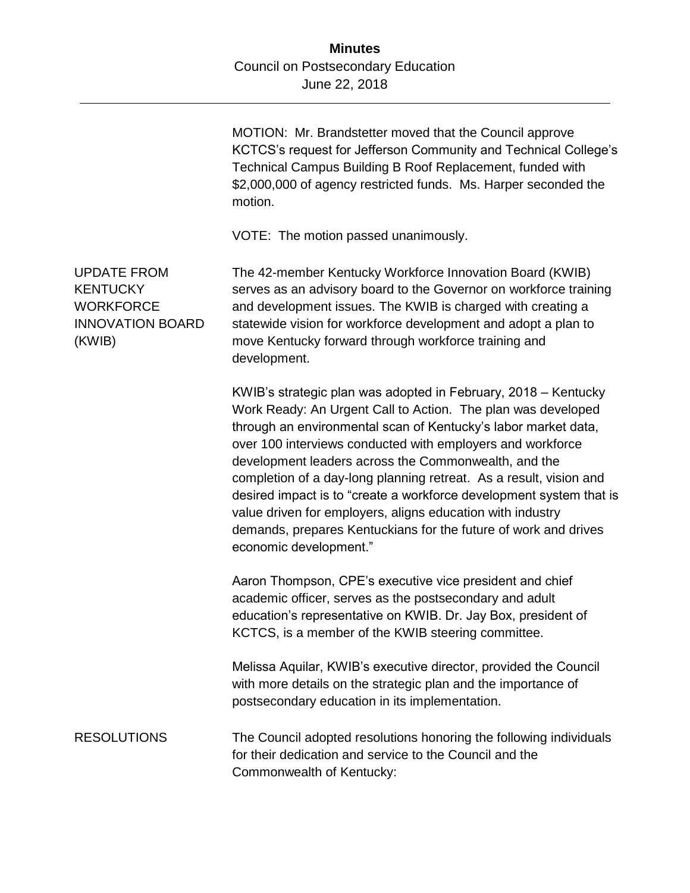MOTION: Mr. Brandstetter moved that the Council approve KCTCS's request for Jefferson Community and Technical College's Technical Campus Building B Roof Replacement, funded with $2,000,000 of agency restricted funds. Ms. Harper seconded the motion.

VOTE: The motion passed unanimously.

## UPDATE FROM KENTUCKY WORKFORCE INNOVATION BOARD (KWIB)

The 42-member Kentucky Workforce Innovation Board (KWIB) serves as an advisory board to the Governor on workforce training and development issues. The KWIB is charged with creating a statewide vision for workforce development and adopt a plan to move Kentucky forward through workforce training and development.

KWIB's strategic plan was adopted in February, 2018 – Kentucky Work Ready: An Urgent Call to Action. The plan was developed through an environmental scan of Kentucky's labor market data, over 100 interviews conducted with employers and workforce development leaders across the Commonwealth, and the completion of a day-long planning retreat. As a result, vision and desired impact is to "create a workforce development system that is value driven for employers, aligns education with industry demands, prepares Kentuckians for the future of work and drives economic development."

Aaron Thompson, CPE's executive vice president and chief academic officer, serves as the postsecondary and adult education's representative on KWIB. Dr. Jay Box, president of KCTCS, is a member of the KWIB steering committee.

Melissa Aquilar, KWIB's executive director, provided the Council with more details on the strategic plan and the importance of postsecondary education in its implementation.

## RESOLUTIONS

The Council adopted resolutions honoring the following individuals for their dedication and service to the Council and the Commonwealth of Kentucky: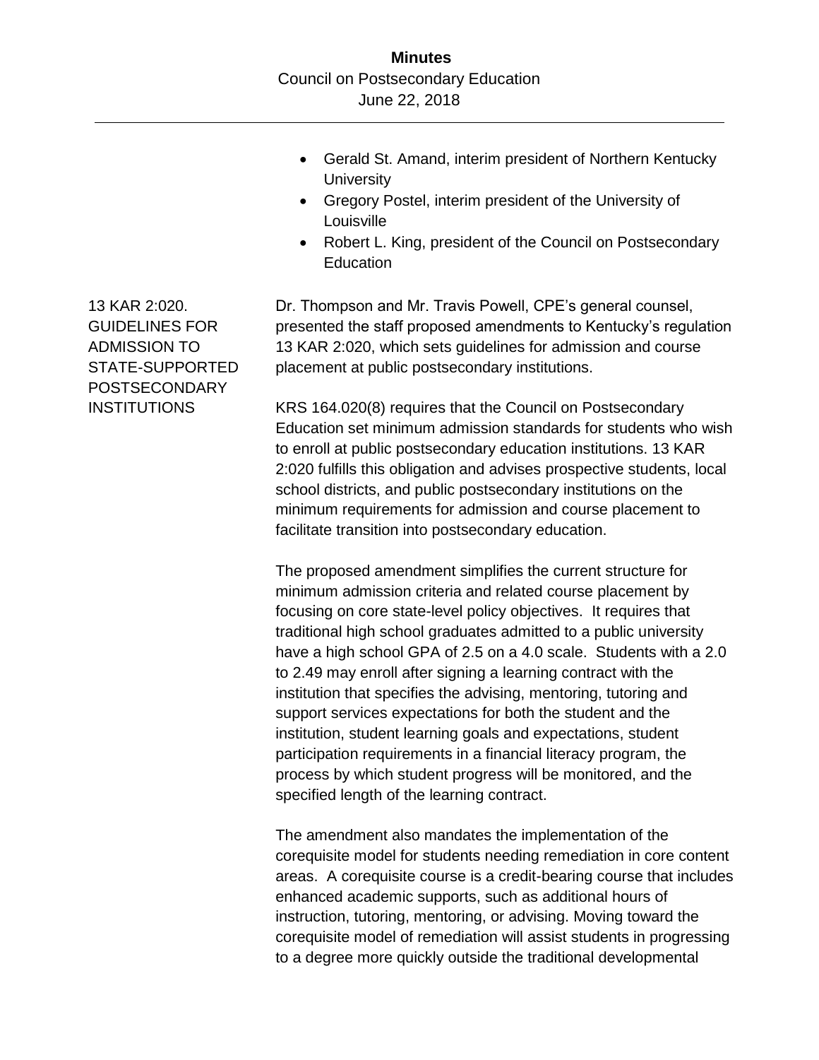- Gerald St. Amand, interim president of Northern Kentucky University
- Gregory Postel, interim president of the University of Louisville
- Robert L. King, president of the Council on Postsecondary Education

**13 KAR 2:020. GUIDELINES FOR ADMISSION TO STATE-SUPPORTED POSTSECONDARY INSTITUTIONS**

Dr. Thompson and Mr. Travis Powell, CPE's general counsel, presented the staff proposed amendments to Kentucky's regulation 13 KAR 2:020, which sets guidelines for admission and course placement at public postsecondary institutions.

KRS 164.020(8) requires that the Council on Postsecondary Education set minimum admission standards for students who wish to enroll at public postsecondary education institutions. 13 KAR 2:020 fulfills this obligation and advises prospective students, local school districts, and public postsecondary institutions on the minimum requirements for admission and course placement to facilitate transition into postsecondary education.

The proposed amendment simplifies the current structure for minimum admission criteria and related course placement by focusing on core state-level policy objectives. It requires that traditional high school graduates admitted to a public university have a high school GPA of 2.5 on a 4.0 scale. Students with a 2.0 to 2.49 may enroll after signing a learning contract with the institution that specifies the advising, mentoring, tutoring and support services expectations for both the student and the institution, student learning goals and expectations, student participation requirements in a financial literacy program, the process by which student progress will be monitored, and the specified length of the learning contract.

The amendment also mandates the implementation of the corequisite model for students needing remediation in core content areas. A corequisite course is a credit-bearing course that includes enhanced academic supports, such as additional hours of instruction, tutoring, mentoring, or advising. Moving toward the corequisite model of remediation will assist students in progressing to a degree more quickly outside the traditional developmental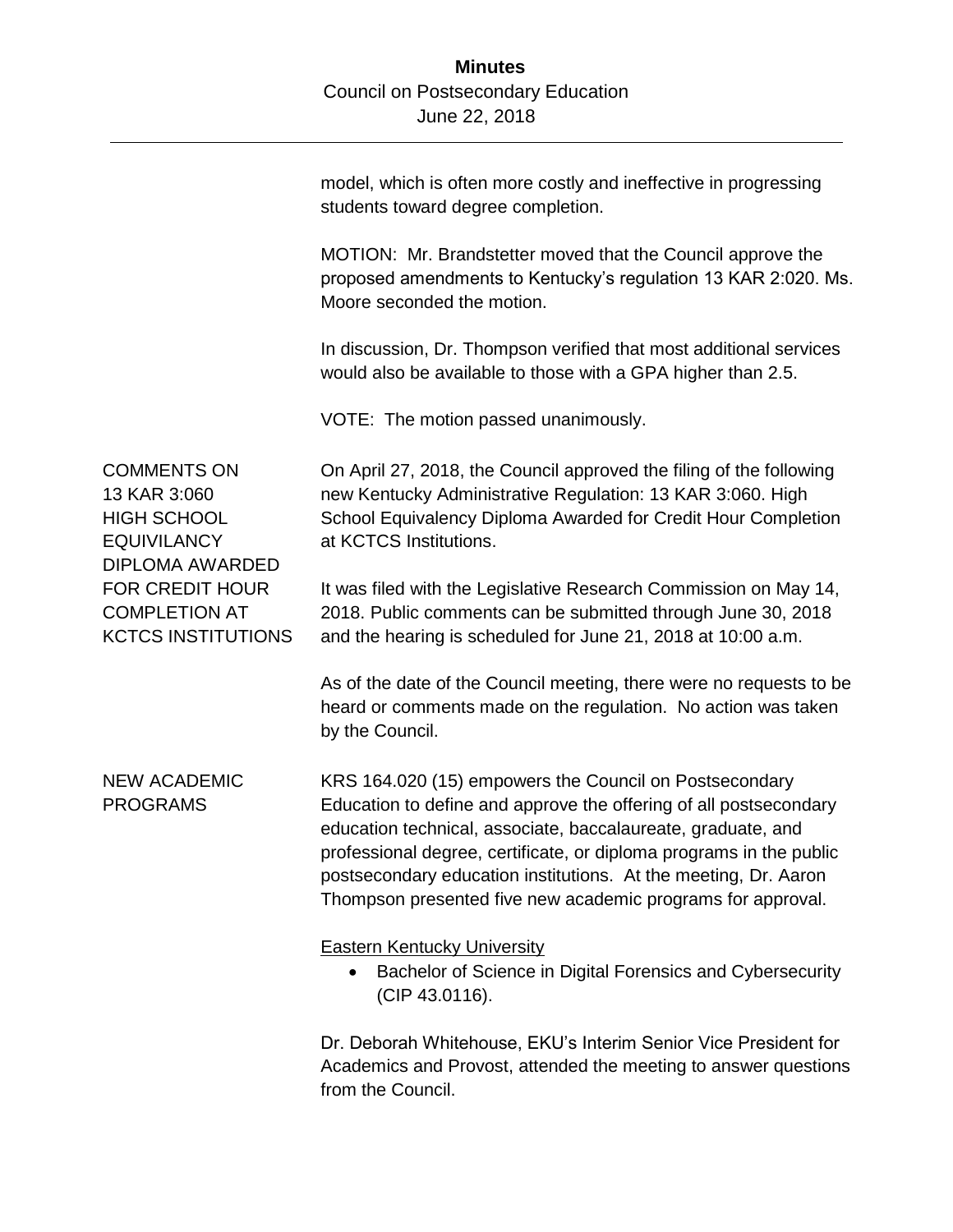model, which is often more costly and ineffective in progressing students toward degree completion.

MOTION: Mr. Brandstetter moved that the Council approve the proposed amendments to Kentucky's regulation 13 KAR 2:020. Ms. Moore seconded the motion.

In discussion, Dr. Thompson verified that most additional services would also be available to those with a GPA higher than 2.5.

VOTE: The motion passed unanimously.

**COMMENTS ON 13 KAR 3:060 HIGH SCHOOL EQUIVILANCY DIPLOMA AWARDED FOR CREDIT HOUR COMPLETION AT KCTCS INSTITUTIONS**

On April 27, 2018, the Council approved the filing of the following new Kentucky Administrative Regulation: 13 KAR 3:060. High School Equivalency Diploma Awarded for Credit Hour Completion at KCTCS Institutions.

It was filed with the Legislative Research Commission on May 14, 2018. Public comments can be submitted through June 30, 2018 and the hearing is scheduled for June 21, 2018 at 10:00 a.m.

As of the date of the Council meeting, there were no requests to be heard or comments made on the regulation. No action was taken by the Council.

**NEW ACADEMIC PROGRAMS**

KRS 164.020 (15) empowers the Council on Postsecondary Education to define and approve the offering of all postsecondary education technical, associate, baccalaureate, graduate, and professional degree, certificate, or diploma programs in the public postsecondary education institutions. At the meeting, Dr. Aaron Thompson presented five new academic programs for approval.

Eastern Kentucky University

- Bachelor of Science in Digital Forensics and Cybersecurity (CIP 43.0116).

Dr. Deborah Whitehouse, EKU's Interim Senior Vice President for Academics and Provost, attended the meeting to answer questions from the Council.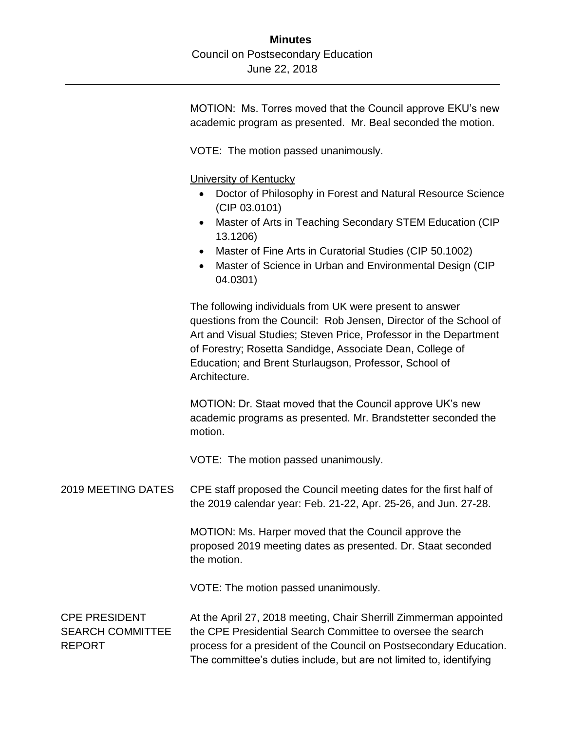MOTION: Ms. Torres moved that the Council approve EKU's new academic program as presented. Mr. Beal seconded the motion.

VOTE: The motion passed unanimously.

University of Kentucky

- Doctor of Philosophy in Forest and Natural Resource Science (CIP 03.0101)
- Master of Arts in Teaching Secondary STEM Education (CIP 13.1206)
- Master of Fine Arts in Curatorial Studies (CIP 50.1002)
- Master of Science in Urban and Environmental Design (CIP 04.0301)

The following individuals from UK were present to answer questions from the Council: Rob Jensen, Director of the School of Art and Visual Studies; Steven Price, Professor in the Department of Forestry; Rosetta Sandidge, Associate Dean, College of Education; and Brent Sturlaugson, Professor, School of Architecture.

MOTION: Dr. Staat moved that the Council approve UK's new academic programs as presented. Mr. Brandstetter seconded the motion.

VOTE: The motion passed unanimously.

**2019 MEETING DATES**

CPE staff proposed the Council meeting dates for the first half of the 2019 calendar year: Feb. 21-22, Apr. 25-26, and Jun. 27-28.

MOTION: Ms. Harper moved that the Council approve the proposed 2019 meeting dates as presented. Dr. Staat seconded the motion.

VOTE: The motion passed unanimously.

**CPE PRESIDENT SEARCH COMMITTEE REPORT**

At the April 27, 2018 meeting, Chair Sherrill Zimmerman appointed the CPE Presidential Search Committee to oversee the search process for a president of the Council on Postsecondary Education. The committee's duties include, but are not limited to, identifying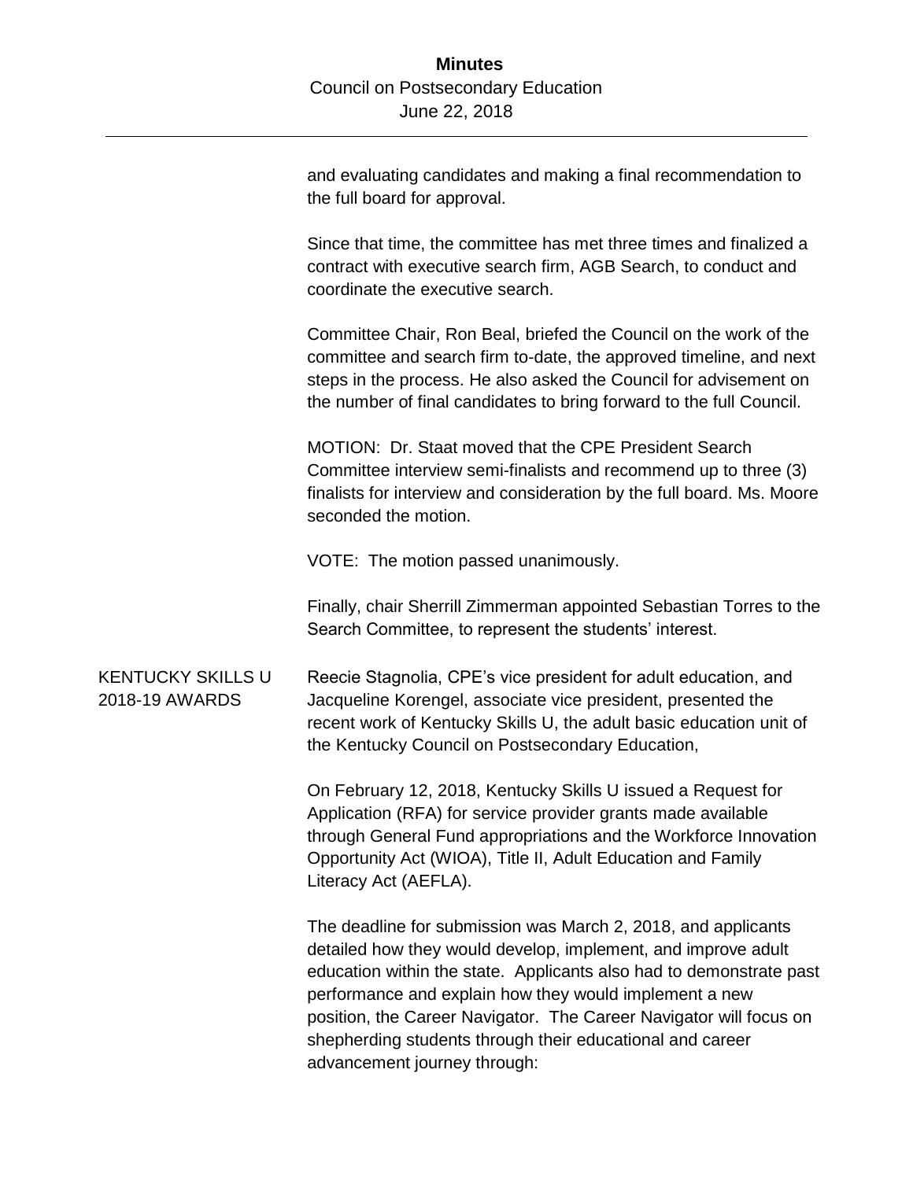and evaluating candidates and making a final recommendation to the full board for approval.

Since that time, the committee has met three times and finalized a contract with executive search firm, AGB Search, to conduct and coordinate the executive search.

Committee Chair, Ron Beal, briefed the Council on the work of the committee and search firm to-date, the approved timeline, and next steps in the process. He also asked the Council for advisement on the number of final candidates to bring forward to the full Council.

MOTION: Dr. Staat moved that the CPE President Search Committee interview semi-finalists and recommend up to three (3) finalists for interview and consideration by the full board. Ms. Moore seconded the motion.

VOTE: The motion passed unanimously.

Finally, chair Sherrill Zimmerman appointed Sebastian Torres to the Search Committee, to represent the students' interest.

**KENTUCKY SKILLS U 2018-19 AWARDS**

Reecie Stagnolia, CPE's vice president for adult education, and Jacqueline Korengel, associate vice president, presented the recent work of Kentucky Skills U, the adult basic education unit of the Kentucky Council on Postsecondary Education,

On February 12, 2018, Kentucky Skills U issued a Request for Application (RFA) for service provider grants made available through General Fund appropriations and the Workforce Innovation Opportunity Act (WIOA), Title II, Adult Education and Family Literacy Act (AEFLA).

The deadline for submission was March 2, 2018, and applicants detailed how they would develop, implement, and improve adult education within the state. Applicants also had to demonstrate past performance and explain how they would implement a new position, the Career Navigator. The Career Navigator will focus on shepherding students through their educational and career advancement journey through: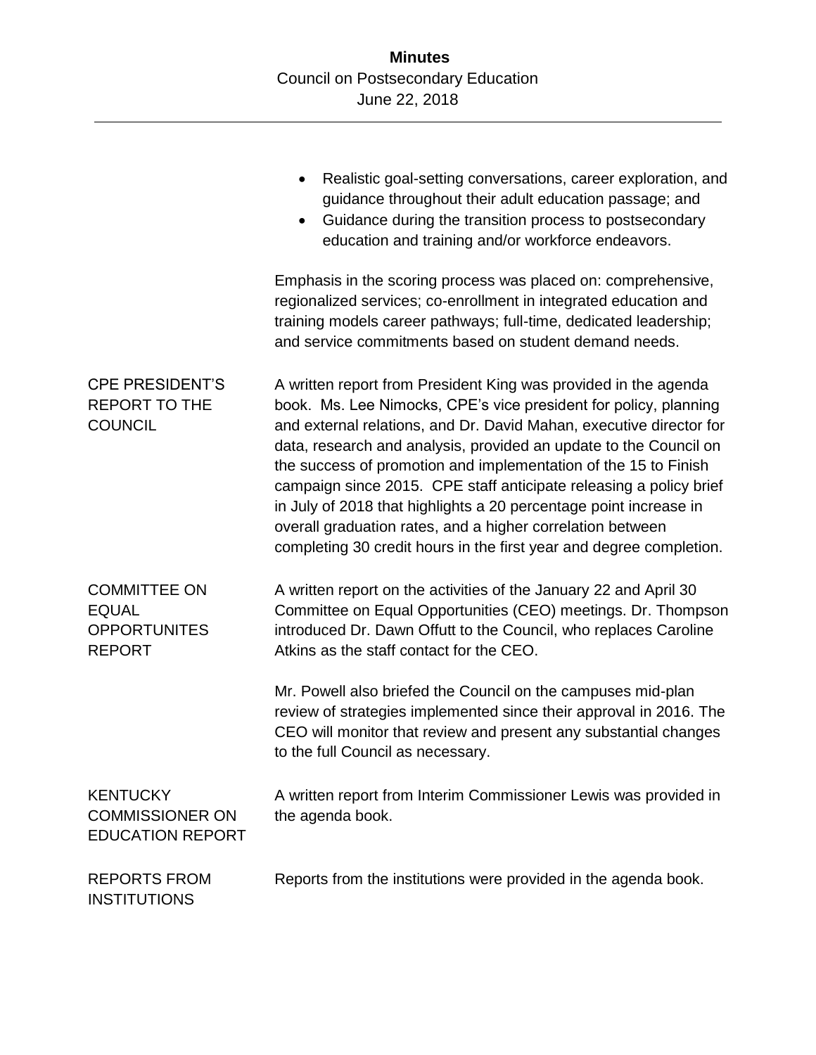- Realistic goal-setting conversations, career exploration, and guidance throughout their adult education passage; and
- Guidance during the transition process to postsecondary education and training and/or workforce endeavors.

Emphasis in the scoring process was placed on: comprehensive, regionalized services; co-enrollment in integrated education and training models career pathways; full-time, dedicated leadership; and service commitments based on student demand needs.

**CPE PRESIDENT'S REPORT TO THE COUNCIL**

A written report from President King was provided in the agenda book. Ms. Lee Nimocks, CPE's vice president for policy, planning and external relations, and Dr. David Mahan, executive director for data, research and analysis, provided an update to the Council on the success of promotion and implementation of the 15 to Finish campaign since 2015. CPE staff anticipate releasing a policy brief in July of 2018 that highlights a 20 percentage point increase in overall graduation rates, and a higher correlation between completing 30 credit hours in the first year and degree completion.

**COMMITTEE ON EQUAL OPPORTUNITES REPORT**

A written report on the activities of the January 22 and April 30 Committee on Equal Opportunities (CEO) meetings. Dr. Thompson introduced Dr. Dawn Offutt to the Council, who replaces Caroline Atkins as the staff contact for the CEO.

Mr. Powell also briefed the Council on the campuses mid-plan review of strategies implemented since their approval in 2016. The CEO will monitor that review and present any substantial changes to the full Council as necessary.

**KENTUCKY COMMISSIONER ON EDUCATION REPORT**

A written report from Interim Commissioner Lewis was provided in the agenda book.

**REPORTS FROM INSTITUTIONS**

Reports from the institutions were provided in the agenda book.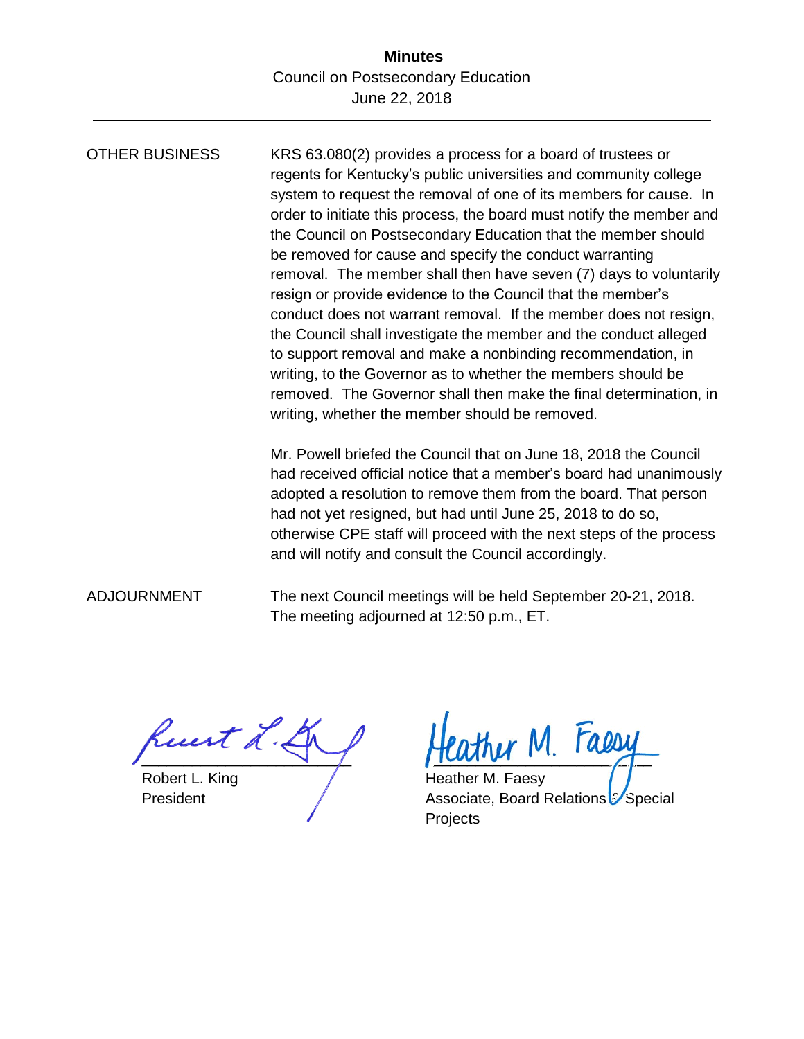**Minutes**

Council on Postsecondary Education

June 22, 2018

---

OTHER BUSINESS

KRS 63.080(2) provides a process for a board of trustees or regents for Kentucky's public universities and community college system to request the removal of one of its members for cause. In order to initiate this process, the board must notify the member and the Council on Postsecondary Education that the member should be removed for cause and specify the conduct warranting removal. The member shall then have seven (7) days to voluntarily resign or provide evidence to the Council that the member's conduct does not warrant removal. If the member does not resign, the Council shall investigate the member and the conduct alleged to support removal and make a nonbinding recommendation, in writing, to the Governor as to whether the members should be removed. The Governor shall then make the final determination, in writing, whether the member should be removed.

Mr. Powell briefed the Council that on June 18, 2018 the Council had received official notice that a member's board had unanimously adopted a resolution to remove them from the board. That person had not yet resigned, but had until June 25, 2018 to do so, otherwise CPE staff will proceed with the next steps of the process and will notify and consult the Council accordingly.

ADJOURNMENT

The next Council meetings will be held September 20-21, 2018. The meeting adjourned at 12:50 p.m., ET.

Robert L. King
President

Heather M. Faesy
Associate, Board Relations & Special Projects